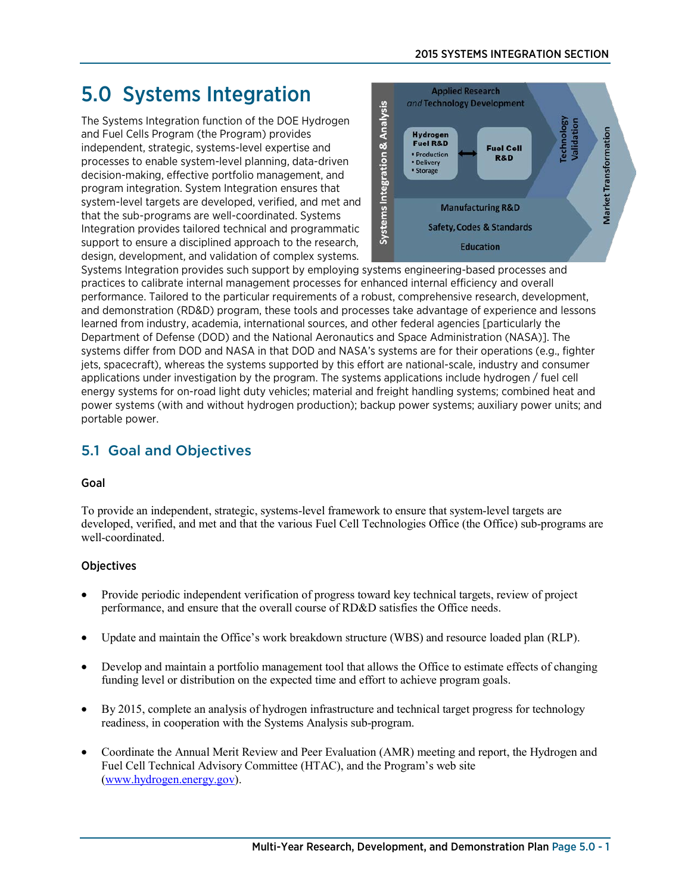# 5.0 Systems Integration

The Systems Integration function of the DOE Hydrogen and Fuel Cells Program (the Program) provides independent, strategic, systems-level expertise and processes to enable system-level planning, data-driven decision-making, effective portfolio management, and program integration. System Integration ensures that system-level targets are developed, verified, and met and that the sub-programs are well-coordinated. Systems Integration provides tailored technical and programmatic support to ensure a disciplined approach to the research, design, development, and validation of complex systems. Systems Integration provides such support by employing systems engineering-based processes and practices to calibrate internal management processes for enhanced internal efficiency and overall performance. Tailored to the particular requirements of a robust, comprehensive research, development, and demonstration (RD&D) program, these tools and processes take advantage of experience and lessons learned from industry, academia, international sources, and other federal agencies [particularly the Department of Defense (DOD) and the National Aeronautics and Space Administration (NASA)]. The systems differ from DOD and NASA in that DOD and NASA's systems are for their operations (e.g., fighter jets, spacecraft), whereas the systems supported by this effort are national-scale, industry and consumer applications under investigation by the program. The systems applications include hydrogen / fuel cell energy systems for on-road light duty vehicles; material and freight handling systems; combined heat and power systems (with and without hydrogen production); backup power systems; auxiliary power units; and portable power.

## 5.1 Goal and Objectives

### Goal

To provide an independent, strategic, systems-level framework to ensure that system-level targets are developed, verified, and met and that the various Fuel Cell Technologies Office (the Office) sub-programs are well-coordinated.

### Objectives

- Provide periodic independent verification of progress toward key technical targets, review of project performance, and ensure that the overall course of RD&D satisfies the Office needs.
- Update and maintain the Office's work breakdown structure (WBS) and resource loaded plan (RLP).
- Develop and maintain a portfolio management tool that allows the Office to estimate effects of changing funding level or distribution on the expected time and effort to achieve program goals.
- By 2015, complete an analysis of hydrogen infrastructure and technical target progress for technology readiness, in cooperation with the Systems Analysis sub-program.
- Coordinate the Annual Merit Review and Peer Evaluation (AMR) meeting and report, the Hydrogen and Fuel Cell Technical Advisory Committee (HTAC), and the Program's web site ([www.hydrogen.energy.gov](http://www.hydrogen.energy.gov)).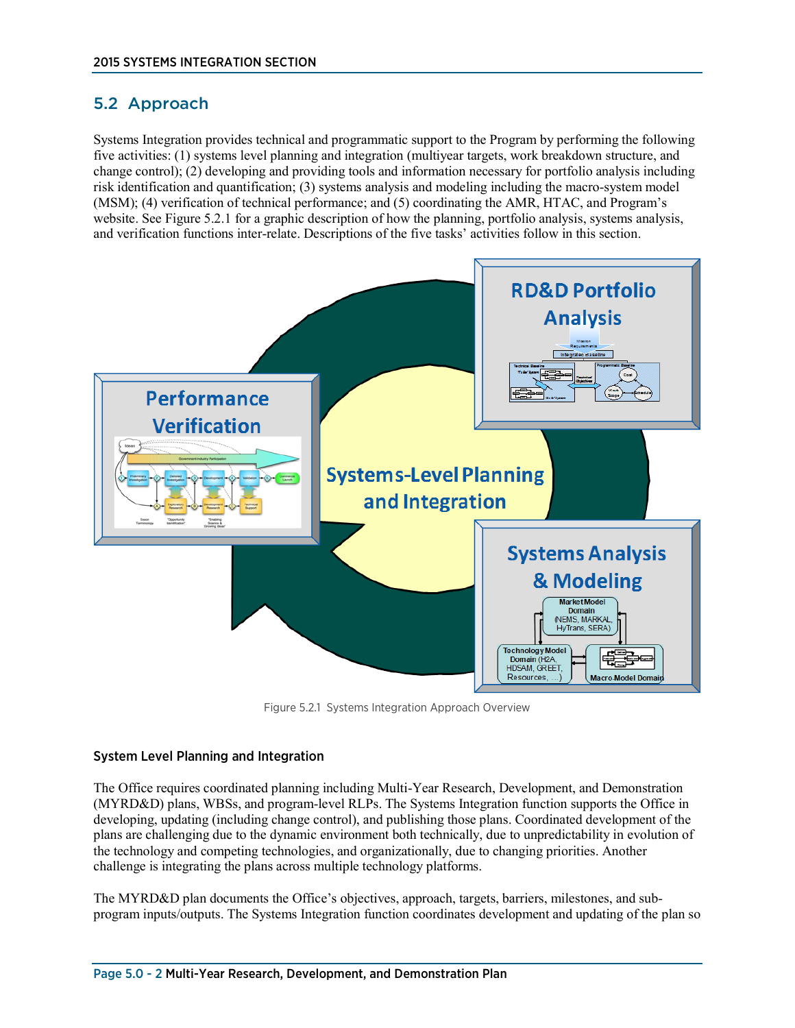## 5.2 Approach

Systems Integration provides technical and programmatic support to the Program by performing the following five activities: (1) systems level planning and integration (multiyear targets, work breakdown structure, and change control); (2) developing and providing tools and information necessary for portfolio analysis including risk identification and quantification; (3) systems analysis and modeling including the macro-system model (MSM); (4) verification of technical performance; and (5) coordinating the AMR, HTAC, and Program's website. See Figure 5.2.1 for a graphic description of how the planning, portfolio analysis, systems analysis, and verification functions inter-relate. Descriptions of the five tasks' activities follow in this section.

Figure 5.2.1 Systems Integration Approach Overview

### System Level Planning and Integration

The Office requires coordinated planning including Multi-Year Research, Development, and Demonstration (MYRD&D) plans, WBSs, and program-level RLPs. The Systems Integration function supports the Office in developing, updating (including change control), and publishing those plans. Coordinated development of the plans are challenging due to the dynamic environment both technically, due to unpredictability in evolution of the technology and competing technologies, and organizationally, due to changing priorities. Another challenge is integrating the plans across multiple technology platforms.

The MYRD&D plan documents the Office's objectives, approach, targets, barriers, milestones, and sub-program inputs/outputs. The Systems Integration function coordinates development and updating of the plan so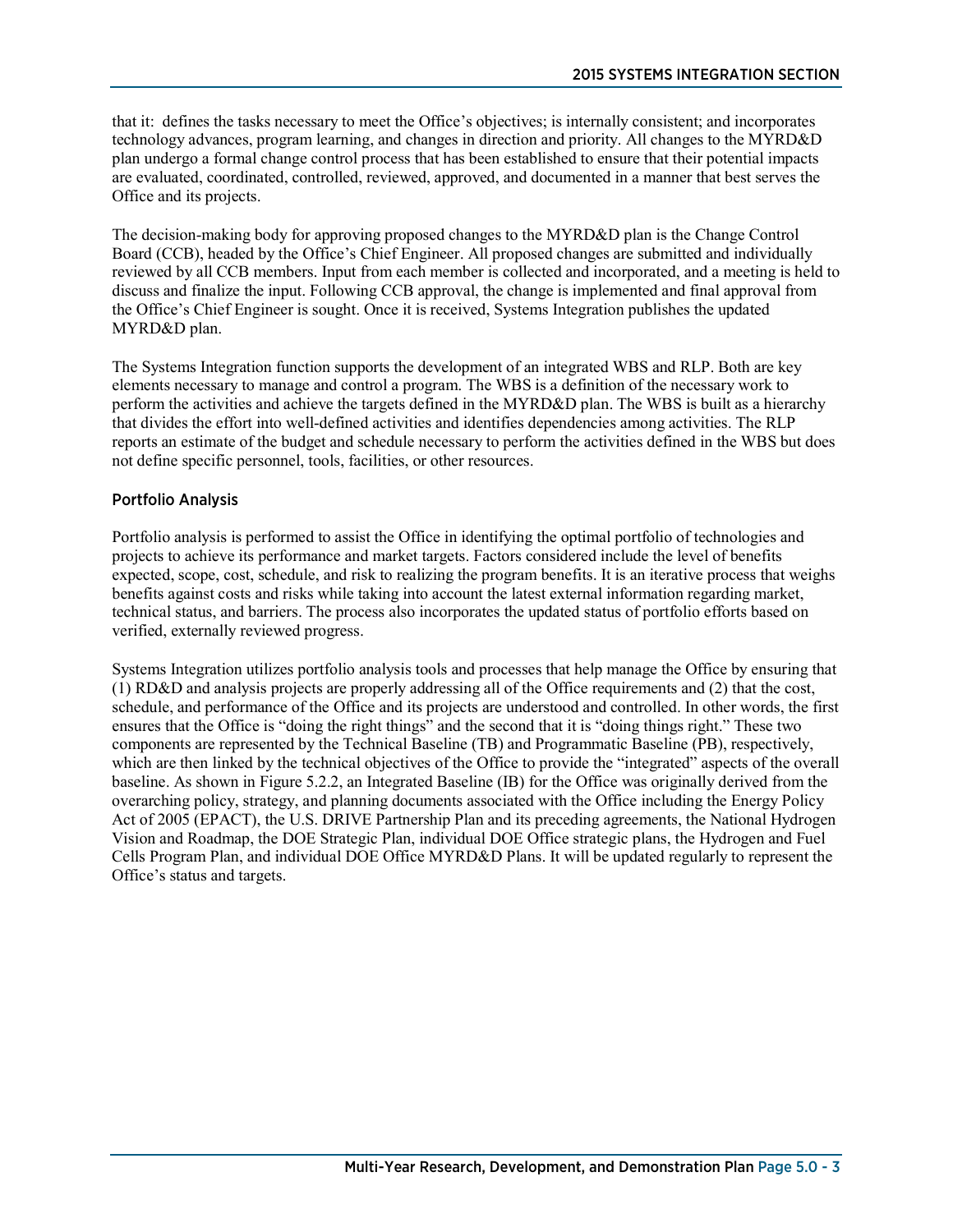that it: defines the tasks necessary to meet the Office's objectives; is internally consistent; and incorporates technology advances, program learning, and changes in direction and priority. All changes to the MYRD&D plan undergo a formal change control process that has been established to ensure that their potential impacts are evaluated, coordinated, controlled, reviewed, approved, and documented in a manner that best serves the Office and its projects.

The decision-making body for approving proposed changes to the MYRD&D plan is the Change Control Board (CCB), headed by the Office's Chief Engineer. All proposed changes are submitted and individually reviewed by all CCB members. Input from each member is collected and incorporated, and a meeting is held to discuss and finalize the input. Following CCB approval, the change is implemented and final approval from the Office's Chief Engineer is sought. Once it is received, Systems Integration publishes the updated MYRD&D plan.

The Systems Integration function supports the development of an integrated WBS and RLP. Both are key elements necessary to manage and control a program. The WBS is a definition of the necessary work to perform the activities and achieve the targets defined in the MYRD&D plan. The WBS is built as a hierarchy that divides the effort into well-defined activities and identifies dependencies among activities. The RLP reports an estimate of the budget and schedule necessary to perform the activities defined in the WBS but does not define specific personnel, tools, facilities, or other resources.

### Portfolio Analysis

Portfolio analysis is performed to assist the Office in identifying the optimal portfolio of technologies and projects to achieve its performance and market targets. Factors considered include the level of benefits expected, scope, cost, schedule, and risk to realizing the program benefits. It is an iterative process that weighs benefits against costs and risks while taking into account the latest external information regarding market, technical status, and barriers. The process also incorporates the updated status of portfolio efforts based on verified, externally reviewed progress.

Systems Integration utilizes portfolio analysis tools and processes that help manage the Office by ensuring that (1) RD&D and analysis projects are properly addressing all of the Office requirements and (2) that the cost, schedule, and performance of the Office and its projects are understood and controlled. In other words, the first ensures that the Office is "doing the right things" and the second that it is "doing things right." These two components are represented by the Technical Baseline (TB) and Programmatic Baseline (PB), respectively, which are then linked by the technical objectives of the Office to provide the "integrated" aspects of the overall baseline. As shown in Figure 5.2.2, an Integrated Baseline (IB) for the Office was originally derived from the overarching policy, strategy, and planning documents associated with the Office including the Energy Policy Act of 2005 (EPACT), the U.S. DRIVE Partnership Plan and its preceding agreements, the National Hydrogen Vision and Roadmap, the DOE Strategic Plan, individual DOE Office strategic plans, the Hydrogen and Fuel Cells Program Plan, and individual DOE Office MYRD&D Plans. It will be updated regularly to represent the Office's status and targets.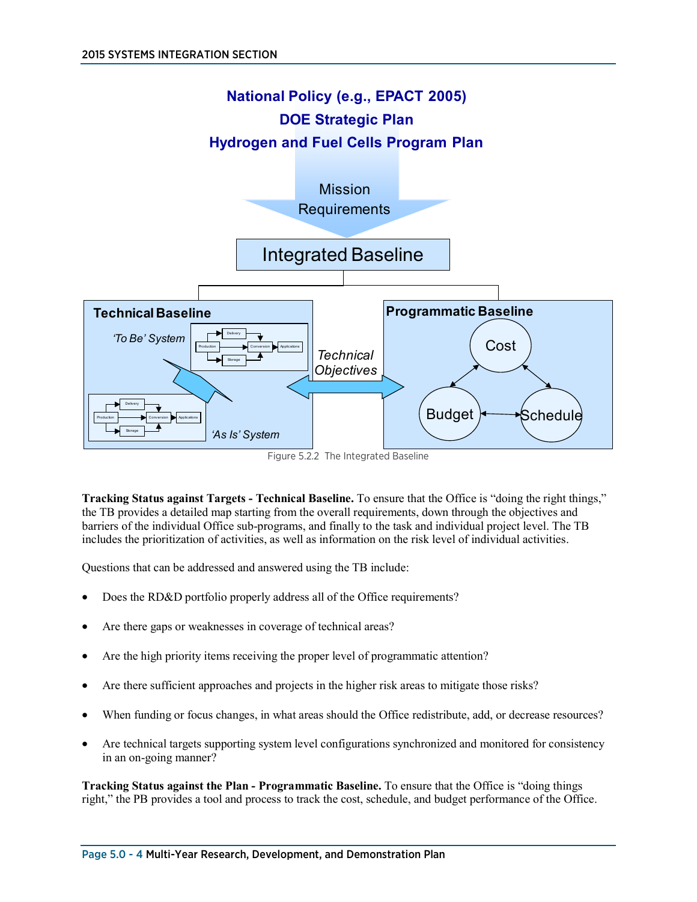National Policy (e.g., EPACT 2005)
DOE Strategic Plan
Hydrogen and Fuel Cells Program Plan

Mission Requirements

Integrated Baseline

Technical Baseline

*'To Be' System*

*'As Is' System*

*Technical Objectives*

Programmatic Baseline

Cost

Budget

Schedule

Figure 5.2.2 The Integrated Baseline

**Tracking Status against Targets - Technical Baseline.** To ensure that the Office is "doing the right things," the TB provides a detailed map starting from the overall requirements, down through the objectives and barriers of the individual Office sub-programs, and finally to the task and individual project level. The TB includes the prioritization of activities, as well as information on the risk level of individual activities.

Questions that can be addressed and answered using the TB include:

- Does the RD&D portfolio properly address all of the Office requirements?
- Are there gaps or weaknesses in coverage of technical areas?
- Are the high priority items receiving the proper level of programmatic attention?
- Are there sufficient approaches and projects in the higher risk areas to mitigate those risks?
- When funding or focus changes, in what areas should the Office redistribute, add, or decrease resources?
- Are technical targets supporting system level configurations synchronized and monitored for consistency in an on-going manner?

**Tracking Status against the Plan - Programmatic Baseline.** To ensure that the Office is "doing things right," the PB provides a tool and process to track the cost, schedule, and budget performance of the Office.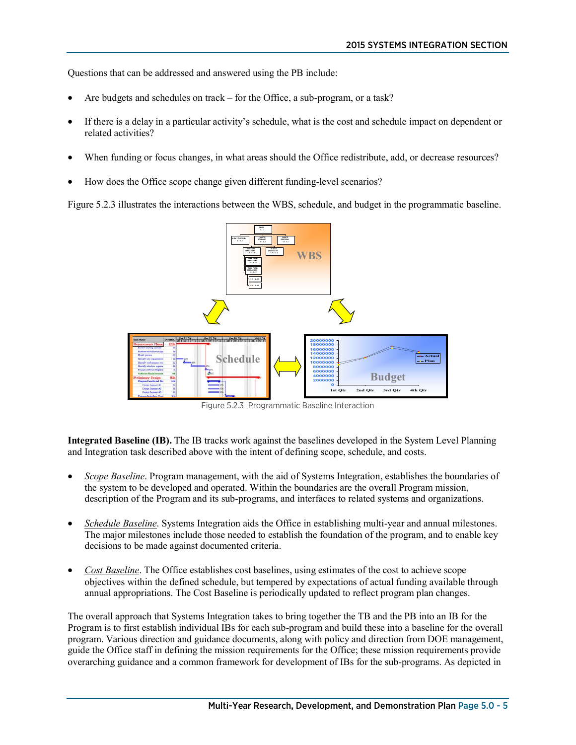Questions that can be addressed and answered using the PB include:

- Are budgets and schedules on track – for the Office, a sub-program, or a task?
- If there is a delay in a particular activity's schedule, what is the cost and schedule impact on dependent or related activities?
- When funding or focus changes, in what areas should the Office redistribute, add, or decrease resources?
- How does the Office scope change given different funding-level scenarios?

Figure 5.2.3 illustrates the interactions between the WBS, schedule, and budget in the programmatic baseline.

Figure 5.2.3 Programmatic Baseline Interaction

**Integrated Baseline (IB).** The IB tracks work against the baselines developed in the System Level Planning and Integration task described above with the intent of defining scope, schedule, and costs.

- *Scope Baseline*. Program management, with the aid of Systems Integration, establishes the boundaries of the system to be developed and operated. Within the boundaries are the overall Program mission, description of the Program and its sub-programs, and interfaces to related systems and organizations.
- *Schedule Baseline*. Systems Integration aids the Office in establishing multi-year and annual milestones. The major milestones include those needed to establish the foundation of the program, and to enable key decisions to be made against documented criteria.
- *Cost Baseline*. The Office establishes cost baselines, using estimates of the cost to achieve scope objectives within the defined schedule, but tempered by expectations of actual funding available through annual appropriations. The Cost Baseline is periodically updated to reflect program plan changes.

The overall approach that Systems Integration takes to bring together the TB and the PB into an IB for the Program is to first establish individual IBs for each sub-program and build these into a baseline for the overall program. Various direction and guidance documents, along with policy and direction from DOE management, guide the Office staff in defining the mission requirements for the Office; these mission requirements provide overarching guidance and a common framework for development of IBs for the sub-programs. As depicted in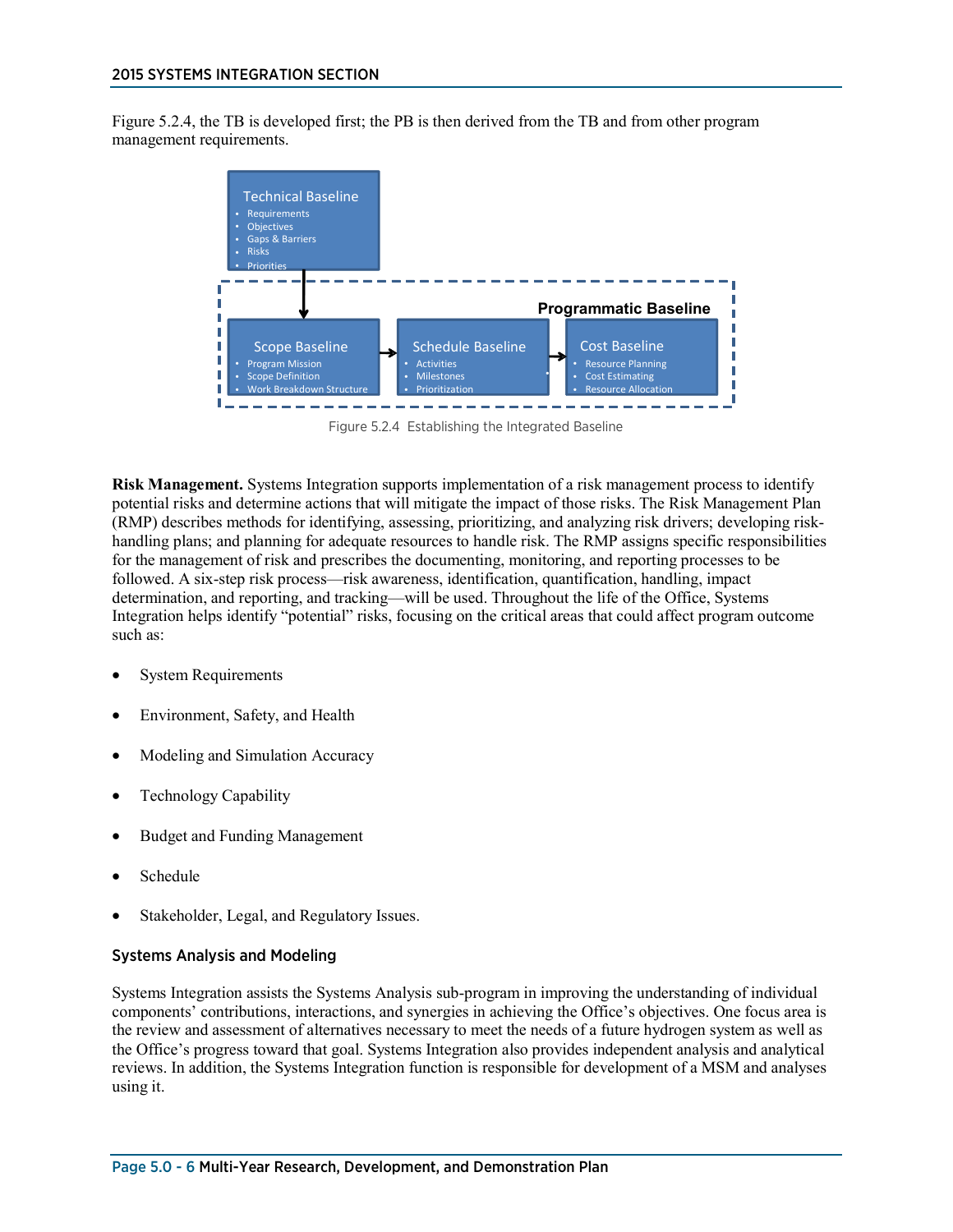Figure 5.2.4, the TB is developed first; the PB is then derived from the TB and from other program management requirements.

Technical Baseline
- Requirements
- Objectives
- Gaps & Barriers
- Risks
- Priorities

Programmatic Baseline

Scope Baseline
- Program Mission
- Scope Definition
- Work Breakdown Structure

Schedule Baseline
- Activities
- Milestones
- Prioritization

Cost Baseline
- Resource Planning
- Cost Estimating
- Resource Allocation

Figure 5.2.4 Establishing the Integrated Baseline

**Risk Management.** Systems Integration supports implementation of a risk management process to identify potential risks and determine actions that will mitigate the impact of those risks. The Risk Management Plan (RMP) describes methods for identifying, assessing, prioritizing, and analyzing risk drivers; developing risk-handling plans; and planning for adequate resources to handle risk. The RMP assigns specific responsibilities for the management of risk and prescribes the documenting, monitoring, and reporting processes to be followed. A six-step risk process—risk awareness, identification, quantification, handling, impact determination, and reporting, and tracking—will be used. Throughout the life of the Office, Systems Integration helps identify "potential" risks, focusing on the critical areas that could affect program outcome such as:

- System Requirements
- Environment, Safety, and Health
- Modeling and Simulation Accuracy
- Technology Capability
- Budget and Funding Management
- Schedule
- Stakeholder, Legal, and Regulatory Issues.

### Systems Analysis and Modeling

Systems Integration assists the Systems Analysis sub-program in improving the understanding of individual components' contributions, interactions, and synergies in achieving the Office's objectives. One focus area is the review and assessment of alternatives necessary to meet the needs of a future hydrogen system as well as the Office's progress toward that goal. Systems Integration also provides independent analysis and analytical reviews. In addition, the Systems Integration function is responsible for development of a MSM and analyses using it.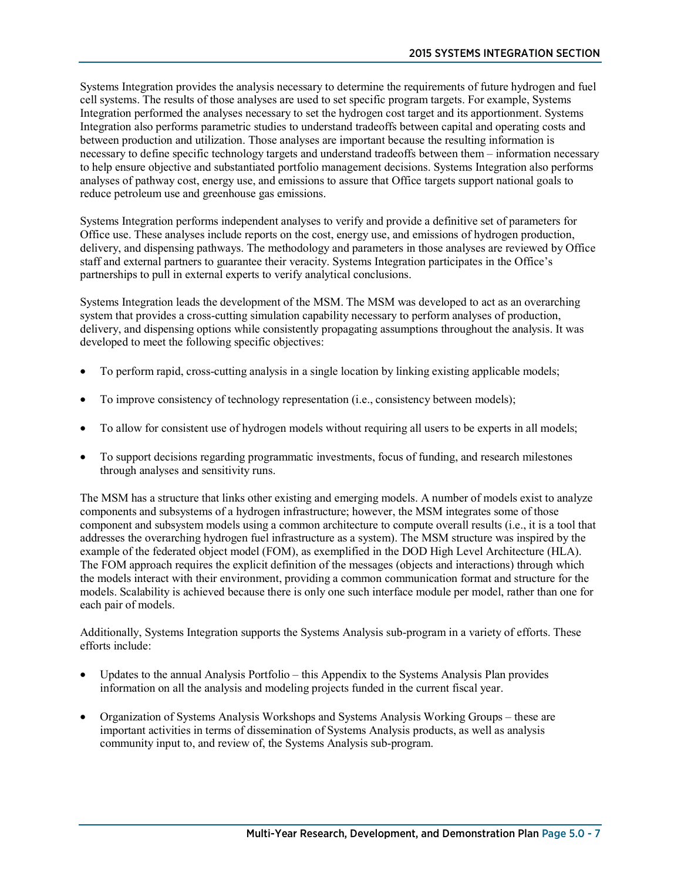Systems Integration provides the analysis necessary to determine the requirements of future hydrogen and fuel cell systems. The results of those analyses are used to set specific program targets. For example, Systems Integration performed the analyses necessary to set the hydrogen cost target and its apportionment. Systems Integration also performs parametric studies to understand tradeoffs between capital and operating costs and between production and utilization. Those analyses are important because the resulting information is necessary to define specific technology targets and understand tradeoffs between them – information necessary to help ensure objective and substantiated portfolio management decisions. Systems Integration also performs analyses of pathway cost, energy use, and emissions to assure that Office targets support national goals to reduce petroleum use and greenhouse gas emissions.

Systems Integration performs independent analyses to verify and provide a definitive set of parameters for Office use. These analyses include reports on the cost, energy use, and emissions of hydrogen production, delivery, and dispensing pathways. The methodology and parameters in those analyses are reviewed by Office staff and external partners to guarantee their veracity. Systems Integration participates in the Office's partnerships to pull in external experts to verify analytical conclusions.

Systems Integration leads the development of the MSM. The MSM was developed to act as an overarching system that provides a cross-cutting simulation capability necessary to perform analyses of production, delivery, and dispensing options while consistently propagating assumptions throughout the analysis. It was developed to meet the following specific objectives:

- To perform rapid, cross-cutting analysis in a single location by linking existing applicable models;
- To improve consistency of technology representation (i.e., consistency between models);
- To allow for consistent use of hydrogen models without requiring all users to be experts in all models;
- To support decisions regarding programmatic investments, focus of funding, and research milestones through analyses and sensitivity runs.

The MSM has a structure that links other existing and emerging models. A number of models exist to analyze components and subsystems of a hydrogen infrastructure; however, the MSM integrates some of those component and subsystem models using a common architecture to compute overall results (i.e., it is a tool that addresses the overarching hydrogen fuel infrastructure as a system). The MSM structure was inspired by the example of the federated object model (FOM), as exemplified in the DOD High Level Architecture (HLA). The FOM approach requires the explicit definition of the messages (objects and interactions) through which the models interact with their environment, providing a common communication format and structure for the models. Scalability is achieved because there is only one such interface module per model, rather than one for each pair of models.

Additionally, Systems Integration supports the Systems Analysis sub-program in a variety of efforts. These efforts include:

- Updates to the annual Analysis Portfolio – this Appendix to the Systems Analysis Plan provides information on all the analysis and modeling projects funded in the current fiscal year.
- Organization of Systems Analysis Workshops and Systems Analysis Working Groups – these are important activities in terms of dissemination of Systems Analysis products, as well as analysis community input to, and review of, the Systems Analysis sub-program.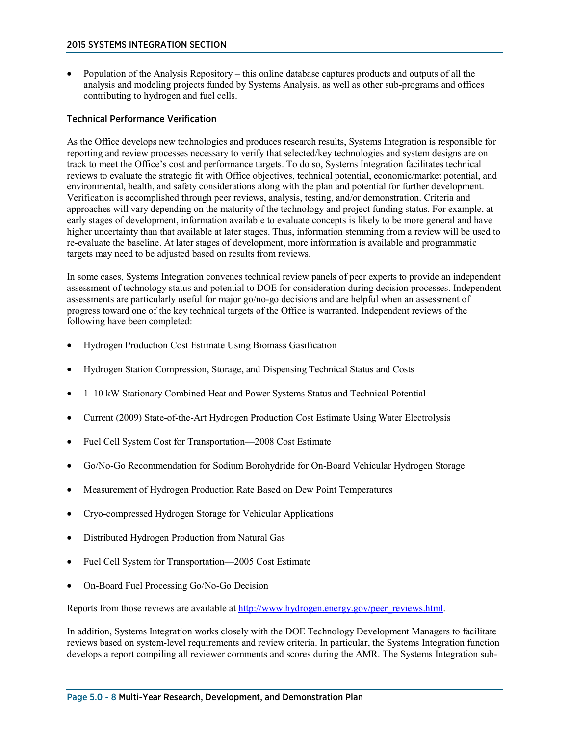- Population of the Analysis Repository – this online database captures products and outputs of all the analysis and modeling projects funded by Systems Analysis, as well as other sub-programs and offices contributing to hydrogen and fuel cells.

### Technical Performance Verification

As the Office develops new technologies and produces research results, Systems Integration is responsible for reporting and review processes necessary to verify that selected/key technologies and system designs are on track to meet the Office's cost and performance targets. To do so, Systems Integration facilitates technical reviews to evaluate the strategic fit with Office objectives, technical potential, economic/market potential, and environmental, health, and safety considerations along with the plan and potential for further development. Verification is accomplished through peer reviews, analysis, testing, and/or demonstration. Criteria and approaches will vary depending on the maturity of the technology and project funding status. For example, at early stages of development, information available to evaluate concepts is likely to be more general and have higher uncertainty than that available at later stages. Thus, information stemming from a review will be used to re-evaluate the baseline. At later stages of development, more information is available and programmatic targets may need to be adjusted based on results from reviews.

In some cases, Systems Integration convenes technical review panels of peer experts to provide an independent assessment of technology status and potential to DOE for consideration during decision processes. Independent assessments are particularly useful for major go/no-go decisions and are helpful when an assessment of progress toward one of the key technical targets of the Office is warranted. Independent reviews of the following have been completed:

- Hydrogen Production Cost Estimate Using Biomass Gasification
- Hydrogen Station Compression, Storage, and Dispensing Technical Status and Costs
- 1–10 kW Stationary Combined Heat and Power Systems Status and Technical Potential
- Current (2009) State-of-the-Art Hydrogen Production Cost Estimate Using Water Electrolysis
- Fuel Cell System Cost for Transportation—2008 Cost Estimate
- Go/No-Go Recommendation for Sodium Borohydride for On-Board Vehicular Hydrogen Storage
- Measurement of Hydrogen Production Rate Based on Dew Point Temperatures
- Cryo-compressed Hydrogen Storage for Vehicular Applications
- Distributed Hydrogen Production from Natural Gas
- Fuel Cell System for Transportation—2005 Cost Estimate
- On-Board Fuel Processing Go/No-Go Decision

Reports from those reviews are available at http://www.hydrogen.energy.gov/peer_reviews.html.

In addition, Systems Integration works closely with the DOE Technology Development Managers to facilitate reviews based on system-level requirements and review criteria. In particular, the Systems Integration function develops a report compiling all reviewer comments and scores during the AMR. The Systems Integration sub-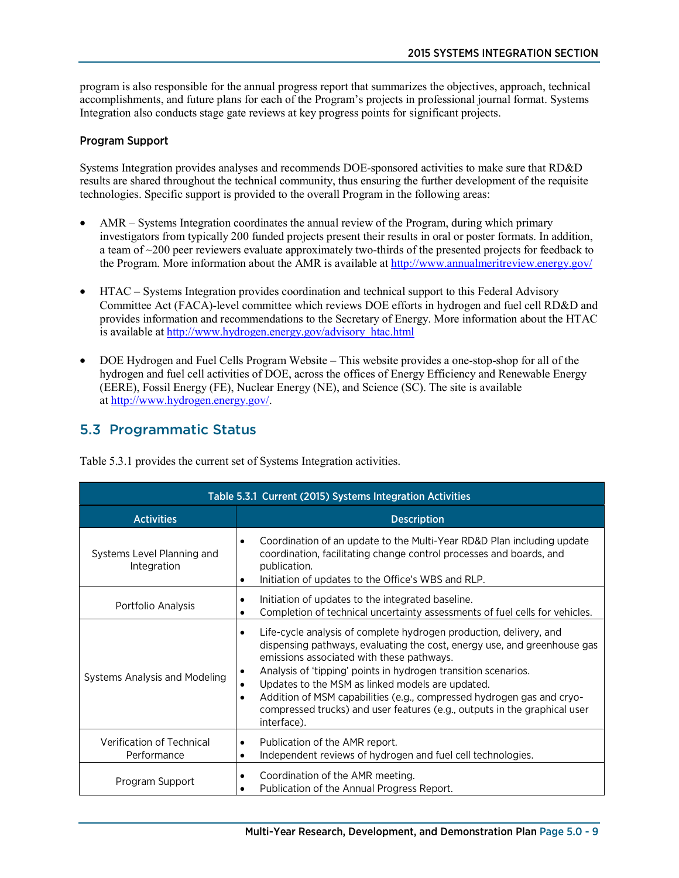program is also responsible for the annual progress report that summarizes the objectives, approach, technical accomplishments, and future plans for each of the Program's projects in professional journal format. Systems Integration also conducts stage gate reviews at key progress points for significant projects.

### Program Support

Systems Integration provides analyses and recommends DOE-sponsored activities to make sure that RD&D results are shared throughout the technical community, thus ensuring the further development of the requisite technologies. Specific support is provided to the overall Program in the following areas:

- AMR – Systems Integration coordinates the annual review of the Program, during which primary investigators from typically 200 funded projects present their results in oral or poster formats. In addition, a team of ~200 peer reviewers evaluate approximately two-thirds of the presented projects for feedback to the Program. More information about the AMR is available at http://www.annualmeritreview.energy.gov/

- HTAC – Systems Integration provides coordination and technical support to this Federal Advisory Committee Act (FACA)-level committee which reviews DOE efforts in hydrogen and fuel cell RD&D and provides information and recommendations to the Secretary of Energy. More information about the HTAC is available at http://www.hydrogen.energy.gov/advisory_htac.html

- DOE Hydrogen and Fuel Cells Program Website – This website provides a one-stop-shop for all of the hydrogen and fuel cell activities of DOE, across the offices of Energy Efficiency and Renewable Energy (EERE), Fossil Energy (FE), Nuclear Energy (NE), and Science (SC). The site is available at http://www.hydrogen.energy.gov/.

## 5.3 Programmatic Status

Table 5.3.1 provides the current set of Systems Integration activities.

**Table 5.3.1 Current (2015) Systems Integration Activities**

| Activities | Description |
|---|---|
| Systems Level Planning and Integration | • Coordination of an update to the Multi-Year RD&D Plan including update coordination, facilitating change control processes and boards, and publication.<br>• Initiation of updates to the Office's WBS and RLP. |
| Portfolio Analysis | • Initiation of updates to the integrated baseline.<br>• Completion of technical uncertainty assessments of fuel cells for vehicles. |
| Systems Analysis and Modeling | • Life-cycle analysis of complete hydrogen production, delivery, and dispensing pathways, evaluating the cost, energy use, and greenhouse gas emissions associated with these pathways.<br>• Analysis of 'tipping' points in hydrogen transition scenarios.<br>• Updates to the MSM as linked models are updated.<br>• Addition of MSM capabilities (e.g., compressed hydrogen gas and cryo-compressed trucks) and user features (e.g., outputs in the graphical user interface). |
| Verification of Technical Performance | • Publication of the AMR report.<br>• Independent reviews of hydrogen and fuel cell technologies. |
| Program Support | • Coordination of the AMR meeting.<br>• Publication of the Annual Progress Report. |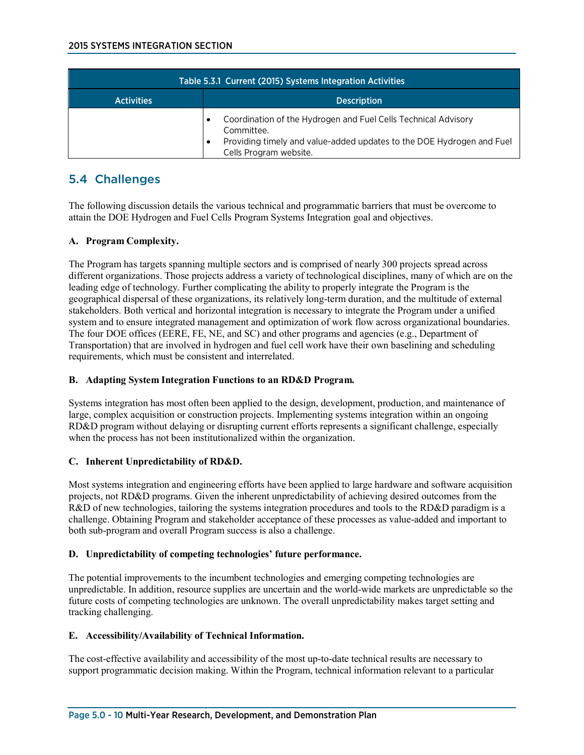| Table 5.3.1 Current (2015) Systems Integration Activities | |
|---|---|
| **Activities** | **Description** |
| | • Coordination of the Hydrogen and Fuel Cells Technical Advisory Committee.<br>• Providing timely and value-added updates to the DOE Hydrogen and Fuel Cells Program website. |

## 5.4 Challenges

The following discussion details the various technical and programmatic barriers that must be overcome to attain the DOE Hydrogen and Fuel Cells Program Systems Integration goal and objectives.

**A. Program Complexity.**

The Program has targets spanning multiple sectors and is comprised of nearly 300 projects spread across different organizations. Those projects address a variety of technological disciplines, many of which are on the leading edge of technology. Further complicating the ability to properly integrate the Program is the geographical dispersal of these organizations, its relatively long-term duration, and the multitude of external stakeholders. Both vertical and horizontal integration is necessary to integrate the Program under a unified system and to ensure integrated management and optimization of work flow across organizational boundaries. The four DOE offices (EERE, FE, NE, and SC) and other programs and agencies (e.g., Department of Transportation) that are involved in hydrogen and fuel cell work have their own baselining and scheduling requirements, which must be consistent and interrelated.

**B. Adapting System Integration Functions to an RD&D Program.**

Systems integration has most often been applied to the design, development, production, and maintenance of large, complex acquisition or construction projects. Implementing systems integration within an ongoing RD&D program without delaying or disrupting current efforts represents a significant challenge, especially when the process has not been institutionalized within the organization.

**C. Inherent Unpredictability of RD&D.**

Most systems integration and engineering efforts have been applied to large hardware and software acquisition projects, not RD&D programs. Given the inherent unpredictability of achieving desired outcomes from the R&D of new technologies, tailoring the systems integration procedures and tools to the RD&D paradigm is a challenge. Obtaining Program and stakeholder acceptance of these processes as value-added and important to both sub-program and overall Program success is also a challenge.

**D. Unpredictability of competing technologies' future performance.**

The potential improvements to the incumbent technologies and emerging competing technologies are unpredictable. In addition, resource supplies are uncertain and the world-wide markets are unpredictable so the future costs of competing technologies are unknown. The overall unpredictability makes target setting and tracking challenging.

**E. Accessibility/Availability of Technical Information.**

The cost-effective availability and accessibility of the most up-to-date technical results are necessary to support programmatic decision making. Within the Program, technical information relevant to a particular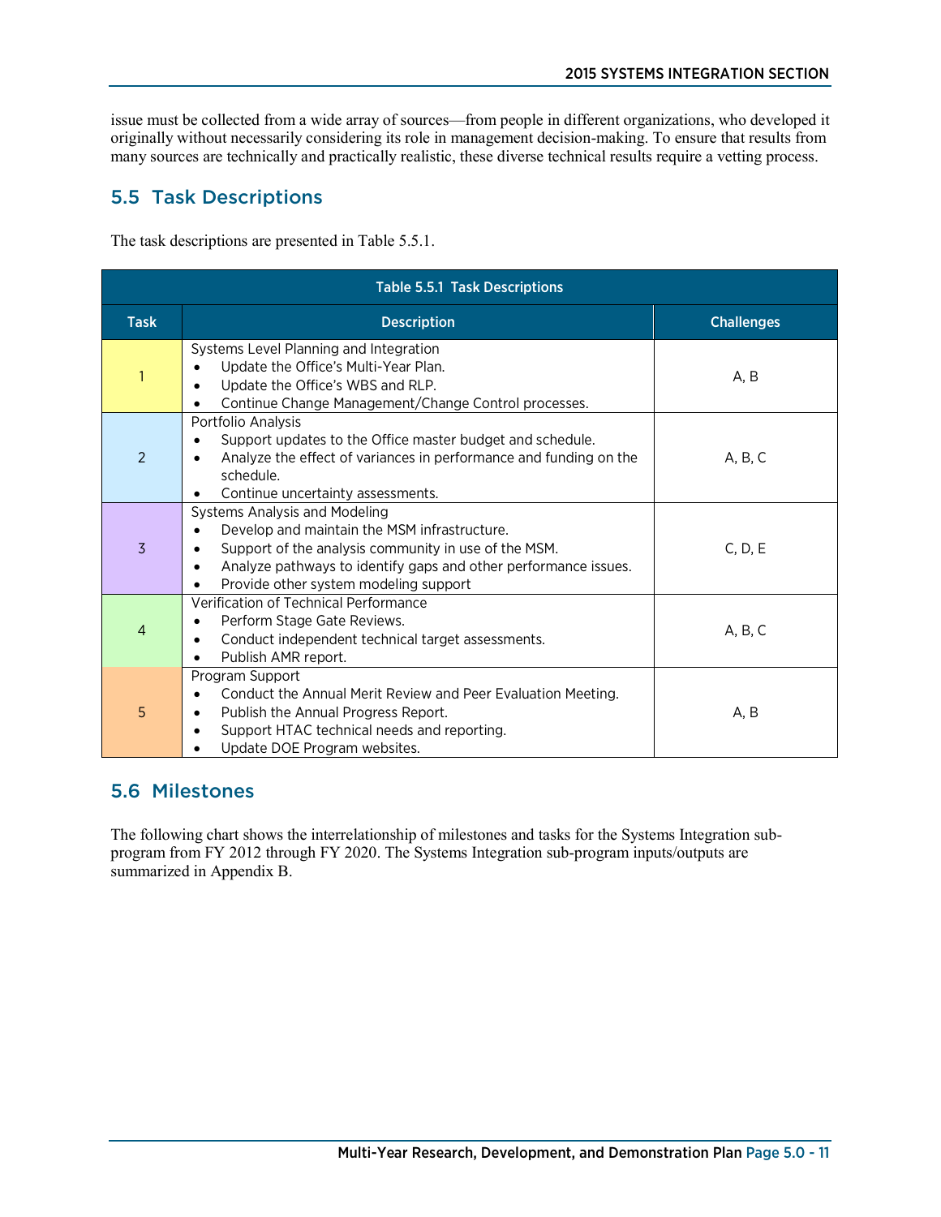issue must be collected from a wide array of sources—from people in different organizations, who developed it originally without necessarily considering its role in management decision-making. To ensure that results from many sources are technically and practically realistic, these diverse technical results require a vetting process.

## 5.5 Task Descriptions

The task descriptions are presented in Table 5.5.1.

**Table 5.5.1 Task Descriptions**

| Task | Description | Challenges |
|---|---|---|
| 1 | Systems Level Planning and Integration<br>• Update the Office's Multi-Year Plan.<br>• Update the Office's WBS and RLP.<br>• Continue Change Management/Change Control processes. | A, B |
| 2 | Portfolio Analysis<br>• Support updates to the Office master budget and schedule.<br>• Analyze the effect of variances in performance and funding on the schedule.<br>• Continue uncertainty assessments. | A, B, C |
| 3 | Systems Analysis and Modeling<br>• Develop and maintain the MSM infrastructure.<br>• Support of the analysis community in use of the MSM.<br>• Analyze pathways to identify gaps and other performance issues.<br>• Provide other system modeling support | C, D, E |
| 4 | Verification of Technical Performance<br>• Perform Stage Gate Reviews.<br>• Conduct independent technical target assessments.<br>• Publish AMR report. | A, B, C |
| 5 | Program Support<br>• Conduct the Annual Merit Review and Peer Evaluation Meeting.<br>• Publish the Annual Progress Report.<br>• Support HTAC technical needs and reporting.<br>• Update DOE Program websites. | A, B |

## 5.6 Milestones

The following chart shows the interrelationship of milestones and tasks for the Systems Integration sub-program from FY 2012 through FY 2020. The Systems Integration sub-program inputs/outputs are summarized in Appendix B.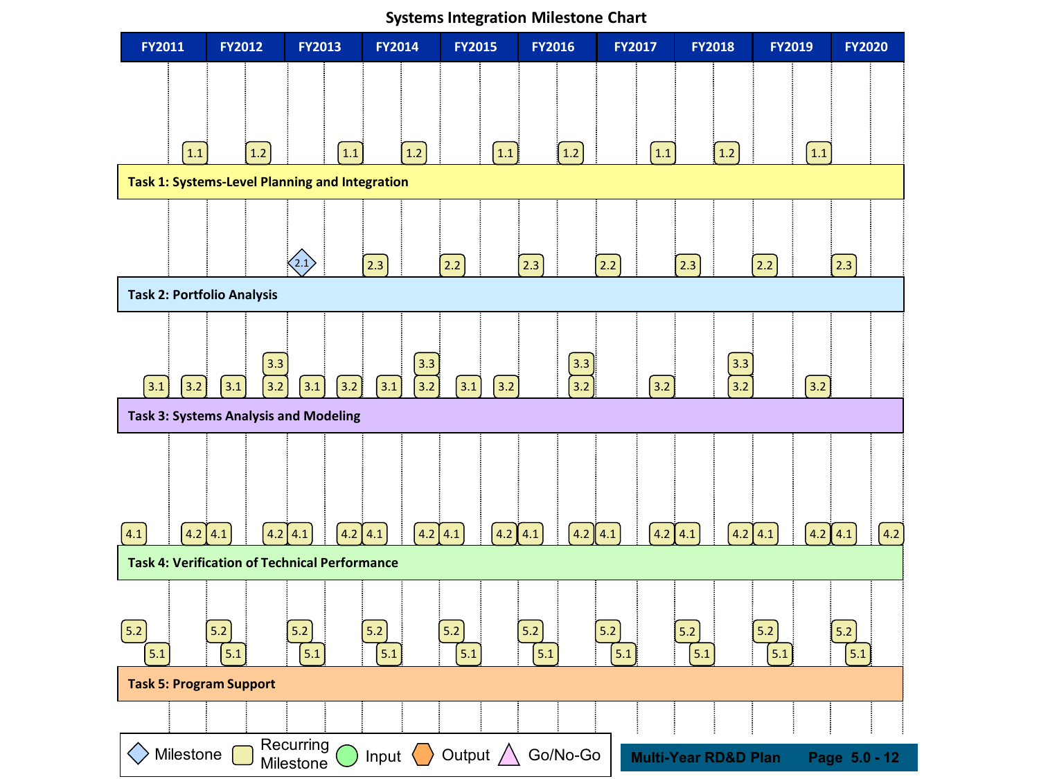# Systems Integration Milestone Chart

| Task | FY2011 | FY2012 | FY2013 | FY2014 | FY2015 | FY2016 | FY2017 | FY2018 | FY2019 | FY2020 |
|---|---|---|---|---|---|---|---|---|---|---|
| Task 1: Systems-Level Planning and Integration | 1.1 | 1.2 | 1.1 | 1.2 | 1.1 | 1.2 | 1.1 | 1.2 | 1.1 | |
| Task 2: Portfolio Analysis | | | 2.1 | 2.3 | 2.2 | 2.3 | 2.2 | 2.3 | 2.2 | 2.3 |
| Task 3: Systems Analysis and Modeling | 3.1, 3.2 | 3.1, 3.2, 3.3 | 3.1, 3.2 | 3.1, 3.2, 3.3 | 3.1, 3.2 | 3.2, 3.3 | 3.2 | 3.2, 3.3 | 3.2 | |
| Task 4: Verification of Technical Performance | 4.1, 4.2 | 4.1, 4.2 | 4.1, 4.2 | 4.1, 4.2 | 4.1, 4.2 | 4.1, 4.2 | 4.1, 4.2 | 4.1, 4.2 | 4.1, 4.2 | 4.1, 4.2 |
| Task 5: Program Support | 5.2, 5.1 | 5.2, 5.1 | 5.2, 5.1 | 5.2, 5.1 | 5.2, 5.1 | 5.2, 5.1 | 5.2, 5.1 | 5.2, 5.1 | 5.2, 5.1 | 5.2, 5.1 |

Legend: Milestone (2.1); Recurring Milestone (all others); Input; Output; Go/No-Go

Multi-Year RD&D Plan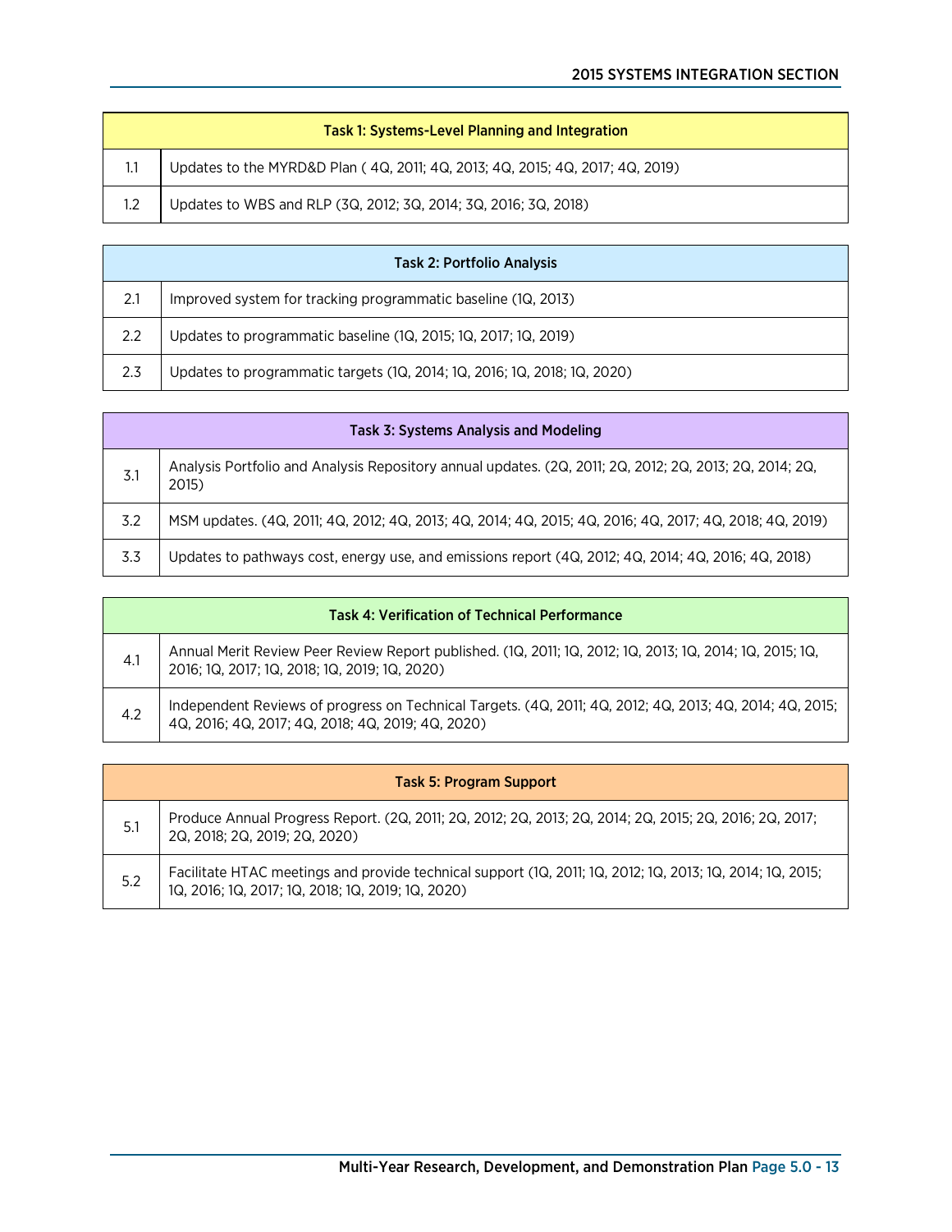| Task 1: Systems-Level Planning and Integration | |
|---|---|
| 1.1 | Updates to the MYRD&D Plan ( 4Q, 2011; 4Q, 2013; 4Q, 2015; 4Q, 2017; 4Q, 2019) |
| 1.2 | Updates to WBS and RLP (3Q, 2012; 3Q, 2014; 3Q, 2016; 3Q, 2018) |

| Task 2: Portfolio Analysis | |
|---|---|
| 2.1 | Improved system for tracking programmatic baseline (1Q, 2013) |
| 2.2 | Updates to programmatic baseline (1Q, 2015; 1Q, 2017; 1Q, 2019) |
| 2.3 | Updates to programmatic targets (1Q, 2014; 1Q, 2016; 1Q, 2018; 1Q, 2020) |

| Task 3: Systems Analysis and Modeling | |
|---|---|
| 3.1 | Analysis Portfolio and Analysis Repository annual updates. (2Q, 2011; 2Q, 2012; 2Q, 2013; 2Q, 2014; 2Q, 2015) |
| 3.2 | MSM updates. (4Q, 2011; 4Q, 2012; 4Q, 2013; 4Q, 2014; 4Q, 2015; 4Q, 2016; 4Q, 2017; 4Q, 2018; 4Q, 2019) |
| 3.3 | Updates to pathways cost, energy use, and emissions report (4Q, 2012; 4Q, 2014; 4Q, 2016; 4Q, 2018) |

| Task 4: Verification of Technical Performance | |
|---|---|
| 4.1 | Annual Merit Review Peer Review Report published. (1Q, 2011; 1Q, 2012; 1Q, 2013; 1Q, 2014; 1Q, 2015; 1Q, 2016; 1Q, 2017; 1Q, 2018; 1Q, 2019; 1Q, 2020) |
| 4.2 | Independent Reviews of progress on Technical Targets. (4Q, 2011; 4Q, 2012; 4Q, 2013; 4Q, 2014; 4Q, 2015; 4Q, 2016; 4Q, 2017; 4Q, 2018; 4Q, 2019; 4Q, 2020) |

| Task 5: Program Support | |
|---|---|
| 5.1 | Produce Annual Progress Report. (2Q, 2011; 2Q, 2012; 2Q, 2013; 2Q, 2014; 2Q, 2015; 2Q, 2016; 2Q, 2017; 2Q, 2018; 2Q, 2019; 2Q, 2020) |
| 5.2 | Facilitate HTAC meetings and provide technical support (1Q, 2011; 1Q, 2012; 1Q, 2013; 1Q, 2014; 1Q, 2015; 1Q, 2016; 1Q, 2017; 1Q, 2018; 1Q, 2019; 1Q, 2020) |